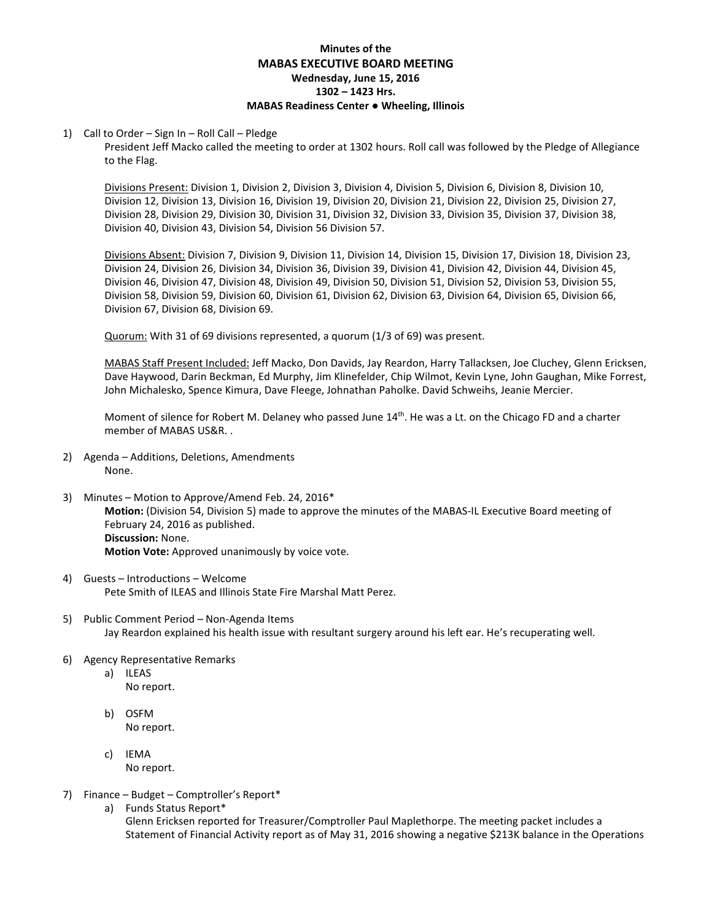**Minutes of the**

# MABAS EXECUTIVE BOARD MEETING

**Wednesday, June 15, 2016**
**1302 – 1423 Hrs.**
**MABAS Readiness Center ● Wheeling, Illinois**

1) Call to Order – Sign In – Roll Call – Pledge

   President Jeff Macko called the meeting to order at 1302 hours. Roll call was followed by the Pledge of Allegiance to the Flag.

   Divisions Present: Division 1, Division 2, Division 3, Division 4, Division 5, Division 6, Division 8, Division 10, Division 12, Division 13, Division 16, Division 19, Division 20, Division 21, Division 22, Division 25, Division 27, Division 28, Division 29, Division 30, Division 31, Division 32, Division 33, Division 35, Division 37, Division 38, Division 40, Division 43, Division 54, Division 56 Division 57.

   Divisions Absent: Division 7, Division 9, Division 11, Division 14, Division 15, Division 17, Division 18, Division 23, Division 24, Division 26, Division 34, Division 36, Division 39, Division 41, Division 42, Division 44, Division 45, Division 46, Division 47, Division 48, Division 49, Division 50, Division 51, Division 52, Division 53, Division 55, Division 58, Division 59, Division 60, Division 61, Division 62, Division 63, Division 64, Division 65, Division 66, Division 67, Division 68, Division 69.

   Quorum: With 31 of 69 divisions represented, a quorum (1/3 of 69) was present.

   MABAS Staff Present Included: Jeff Macko, Don Davids, Jay Reardon, Harry Tallacksen, Joe Cluchey, Glenn Ericksen, Dave Haywood, Darin Beckman, Ed Murphy, Jim Klinefelder, Chip Wilmot, Kevin Lyne, John Gaughan, Mike Forrest, John Michalesko, Spence Kimura, Dave Fleege, Johnathan Paholke. David Schweihs, Jeanie Mercier.

   Moment of silence for Robert M. Delaney who passed June 14th. He was a Lt. on the Chicago FD and a charter member of MABAS US&R. .

2) Agenda – Additions, Deletions, Amendments

   None.

3) Minutes – Motion to Approve/Amend Feb. 24, 2016*

   **Motion:** (Division 54, Division 5) made to approve the minutes of the MABAS-IL Executive Board meeting of February 24, 2016 as published.
   **Discussion:** None.
   **Motion Vote:** Approved unanimously by voice vote.

4) Guests – Introductions – Welcome

   Pete Smith of ILEAS and Illinois State Fire Marshal Matt Perez.

5) Public Comment Period – Non-Agenda Items

   Jay Reardon explained his health issue with resultant surgery around his left ear. He's recuperating well.

6) Agency Representative Remarks

   a) ILEAS
      No report.

   b) OSFM
      No report.

   c) IEMA
      No report.

7) Finance – Budget – Comptroller's Report*

   a) Funds Status Report*
      Glenn Ericksen reported for Treasurer/Comptroller Paul Maplethorpe. The meeting packet includes a Statement of Financial Activity report as of May 31, 2016 showing a negative $213K balance in the Operations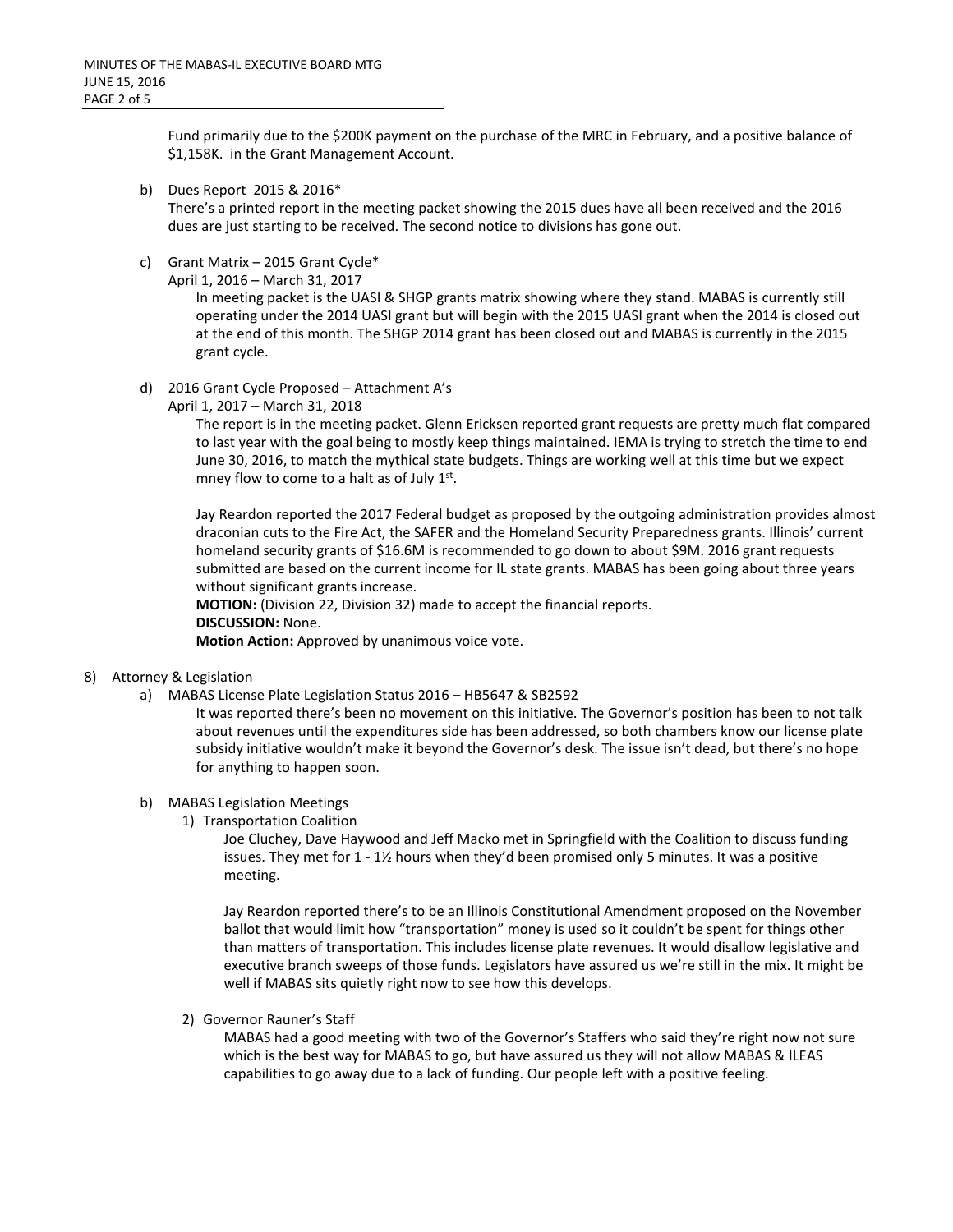Fund primarily due to the $200K payment on the purchase of the MRC in February, and a positive balance of $1,158K. in the Grant Management Account.

b) Dues Report 2015 & 2016*

There's a printed report in the meeting packet showing the 2015 dues have all been received and the 2016 dues are just starting to be received. The second notice to divisions has gone out.

c) Grant Matrix – 2015 Grant Cycle*

April 1, 2016 – March 31, 2017

In meeting packet is the UASI & SHGP grants matrix showing where they stand. MABAS is currently still operating under the 2014 UASI grant but will begin with the 2015 UASI grant when the 2014 is closed out at the end of this month. The SHGP 2014 grant has been closed out and MABAS is currently in the 2015 grant cycle.

d) 2016 Grant Cycle Proposed – Attachment A's

April 1, 2017 – March 31, 2018

The report is in the meeting packet. Glenn Ericksen reported grant requests are pretty much flat compared to last year with the goal being to mostly keep things maintained. IEMA is trying to stretch the time to end June 30, 2016, to match the mythical state budgets. Things are working well at this time but we expect mney flow to come to a halt as of July 1st.

Jay Reardon reported the 2017 Federal budget as proposed by the outgoing administration provides almost draconian cuts to the Fire Act, the SAFER and the Homeland Security Preparedness grants. Illinois' current homeland security grants of $16.6M is recommended to go down to about $9M. 2016 grant requests submitted are based on the current income for IL state grants. MABAS has been going about three years without significant grants increase.

**MOTION:** (Division 22, Division 32) made to accept the financial reports.

**DISCUSSION:** None.

**Motion Action:** Approved by unanimous voice vote.

8) Attorney & Legislation

a) MABAS License Plate Legislation Status 2016 – HB5647 & SB2592

It was reported there's been no movement on this initiative. The Governor's position has been to not talk about revenues until the expenditures side has been addressed, so both chambers know our license plate subsidy initiative wouldn't make it beyond the Governor's desk. The issue isn't dead, but there's no hope for anything to happen soon.

b) MABAS Legislation Meetings

1) Transportation Coalition

Joe Cluchey, Dave Haywood and Jeff Macko met in Springfield with the Coalition to discuss funding issues. They met for 1 - 1½ hours when they'd been promised only 5 minutes. It was a positive meeting.

Jay Reardon reported there's to be an Illinois Constitutional Amendment proposed on the November ballot that would limit how "transportation" money is used so it couldn't be spent for things other than matters of transportation. This includes license plate revenues. It would disallow legislative and executive branch sweeps of those funds. Legislators have assured us we're still in the mix. It might be well if MABAS sits quietly right now to see how this develops.

2) Governor Rauner's Staff

MABAS had a good meeting with two of the Governor's Staffers who said they're right now not sure which is the best way for MABAS to go, but have assured us they will not allow MABAS & ILEAS capabilities to go away due to a lack of funding. Our people left with a positive feeling.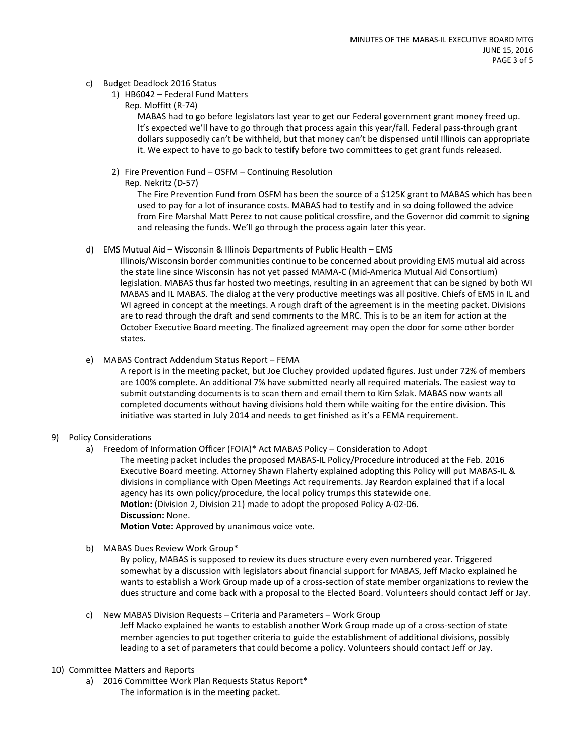c) Budget Deadlock 2016 Status

1) HB6042 – Federal Fund Matters

Rep. Moffitt (R-74)

MABAS had to go before legislators last year to get our Federal government grant money freed up. It's expected we'll have to go through that process again this year/fall. Federal pass-through grant dollars supposedly can't be withheld, but that money can't be dispensed until Illinois can appropriate it. We expect to have to go back to testify before two committees to get grant funds released.

2) Fire Prevention Fund – OSFM – Continuing Resolution

Rep. Nekritz (D-57)

The Fire Prevention Fund from OSFM has been the source of a $125K grant to MABAS which has been used to pay for a lot of insurance costs. MABAS had to testify and in so doing followed the advice from Fire Marshal Matt Perez to not cause political crossfire, and the Governor did commit to signing and releasing the funds. We'll go through the process again later this year.

d) EMS Mutual Aid – Wisconsin & Illinois Departments of Public Health – EMS

Illinois/Wisconsin border communities continue to be concerned about providing EMS mutual aid across the state line since Wisconsin has not yet passed MAMA-C (Mid-America Mutual Aid Consortium) legislation. MABAS thus far hosted two meetings, resulting in an agreement that can be signed by both WI MABAS and IL MABAS. The dialog at the very productive meetings was all positive. Chiefs of EMS in IL and WI agreed in concept at the meetings. A rough draft of the agreement is in the meeting packet. Divisions are to read through the draft and send comments to the MRC. This is to be an item for action at the October Executive Board meeting. The finalized agreement may open the door for some other border states.

e) MABAS Contract Addendum Status Report – FEMA

A report is in the meeting packet, but Joe Cluchey provided updated figures. Just under 72% of members are 100% complete. An additional 7% have submitted nearly all required materials. The easiest way to submit outstanding documents is to scan them and email them to Kim Szlak. MABAS now wants all completed documents without having divisions hold them while waiting for the entire division. This initiative was started in July 2014 and needs to get finished as it's a FEMA requirement.

9) Policy Considerations

a) Freedom of Information Officer (FOIA)* Act MABAS Policy – Consideration to Adopt

The meeting packet includes the proposed MABAS-IL Policy/Procedure introduced at the Feb. 2016 Executive Board meeting. Attorney Shawn Flaherty explained adopting this Policy will put MABAS-IL & divisions in compliance with Open Meetings Act requirements. Jay Reardon explained that if a local agency has its own policy/procedure, the local policy trumps this statewide one.

**Motion:** (Division 2, Division 21) made to adopt the proposed Policy A-02-06.

**Discussion:** None.

**Motion Vote:** Approved by unanimous voice vote.

b) MABAS Dues Review Work Group*

By policy, MABAS is supposed to review its dues structure every even numbered year. Triggered somewhat by a discussion with legislators about financial support for MABAS, Jeff Macko explained he wants to establish a Work Group made up of a cross-section of state member organizations to review the dues structure and come back with a proposal to the Elected Board. Volunteers should contact Jeff or Jay.

c) New MABAS Division Requests – Criteria and Parameters – Work Group

Jeff Macko explained he wants to establish another Work Group made up of a cross-section of state member agencies to put together criteria to guide the establishment of additional divisions, possibly leading to a set of parameters that could become a policy. Volunteers should contact Jeff or Jay.

10) Committee Matters and Reports

a) 2016 Committee Work Plan Requests Status Report*

The information is in the meeting packet.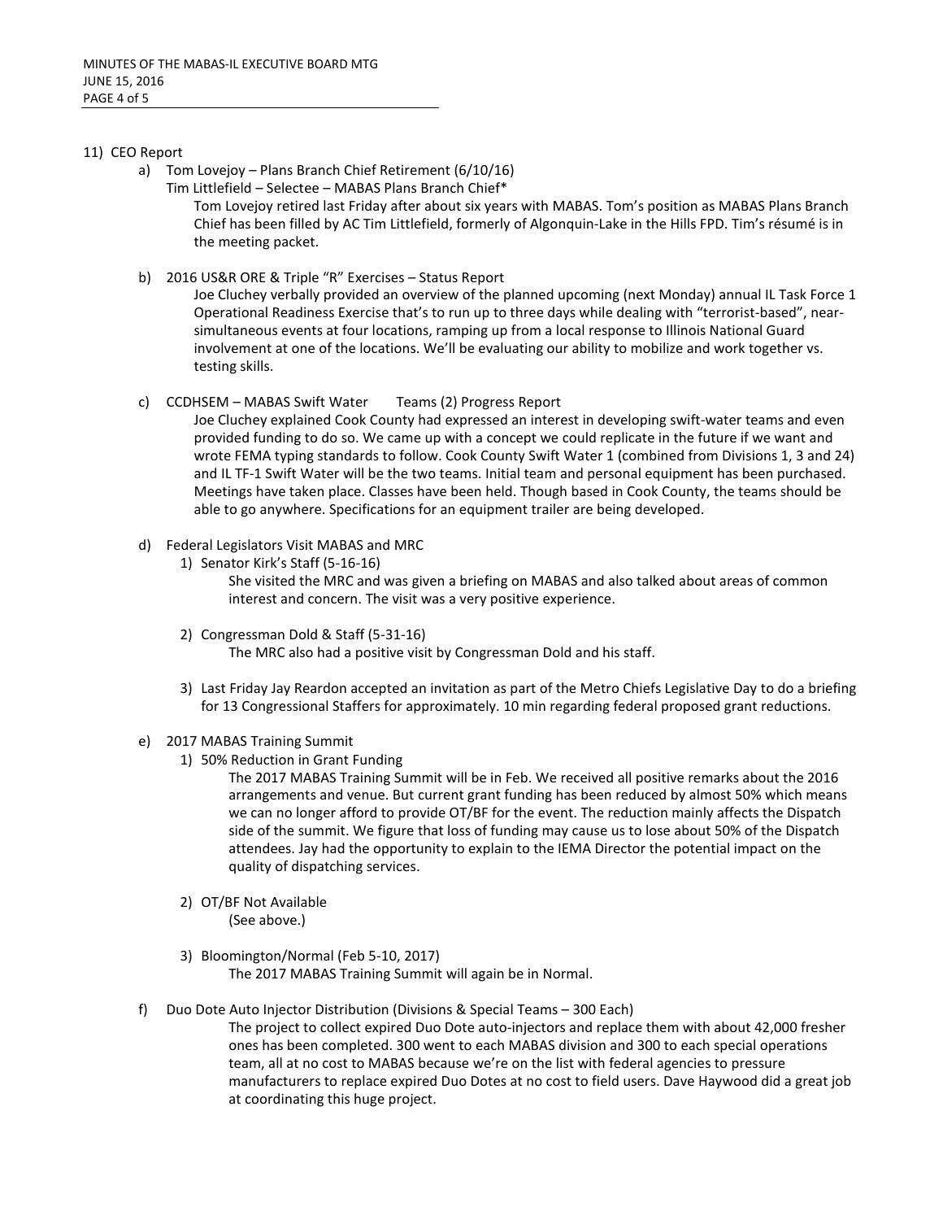11) CEO Report

a) Tom Lovejoy – Plans Branch Chief Retirement (6/10/16)
   Tim Littlefield – Selectee – MABAS Plans Branch Chief*

   Tom Lovejoy retired last Friday after about six years with MABAS. Tom's position as MABAS Plans Branch Chief has been filled by AC Tim Littlefield, formerly of Algonquin-Lake in the Hills FPD. Tim's résumé is in the meeting packet.

b) 2016 US&R ORE & Triple "R" Exercises – Status Report

   Joe Cluchey verbally provided an overview of the planned upcoming (next Monday) annual IL Task Force 1 Operational Readiness Exercise that's to run up to three days while dealing with "terrorist-based", near-simultaneous events at four locations, ramping up from a local response to Illinois National Guard involvement at one of the locations. We'll be evaluating our ability to mobilize and work together vs. testing skills.

c) CCDHSEM – MABAS Swift Water Teams (2) Progress Report

   Joe Cluchey explained Cook County had expressed an interest in developing swift-water teams and even provided funding to do so. We came up with a concept we could replicate in the future if we want and wrote FEMA typing standards to follow. Cook County Swift Water 1 (combined from Divisions 1, 3 and 24) and IL TF-1 Swift Water will be the two teams. Initial team and personal equipment has been purchased. Meetings have taken place. Classes have been held. Though based in Cook County, the teams should be able to go anywhere. Specifications for an equipment trailer are being developed.

d) Federal Legislators Visit MABAS and MRC

   1) Senator Kirk's Staff (5-16-16)

      She visited the MRC and was given a briefing on MABAS and also talked about areas of common interest and concern. The visit was a very positive experience.

   2) Congressman Dold & Staff (5-31-16)

      The MRC also had a positive visit by Congressman Dold and his staff.

   3) Last Friday Jay Reardon accepted an invitation as part of the Metro Chiefs Legislative Day to do a briefing for 13 Congressional Staffers for approximately. 10 min regarding federal proposed grant reductions.

e) 2017 MABAS Training Summit

   1) 50% Reduction in Grant Funding

      The 2017 MABAS Training Summit will be in Feb. We received all positive remarks about the 2016 arrangements and venue. But current grant funding has been reduced by almost 50% which means we can no longer afford to provide OT/BF for the event. The reduction mainly affects the Dispatch side of the summit. We figure that loss of funding may cause us to lose about 50% of the Dispatch attendees. Jay had the opportunity to explain to the IEMA Director the potential impact on the quality of dispatching services.

   2) OT/BF Not Available

      (See above.)

   3) Bloomington/Normal (Feb 5-10, 2017)

      The 2017 MABAS Training Summit will again be in Normal.

f) Duo Dote Auto Injector Distribution (Divisions & Special Teams – 300 Each)

   The project to collect expired Duo Dote auto-injectors and replace them with about 42,000 fresher ones has been completed. 300 went to each MABAS division and 300 to each special operations team, all at no cost to MABAS because we're on the list with federal agencies to pressure manufacturers to replace expired Duo Dotes at no cost to field users. Dave Haywood did a great job at coordinating this huge project.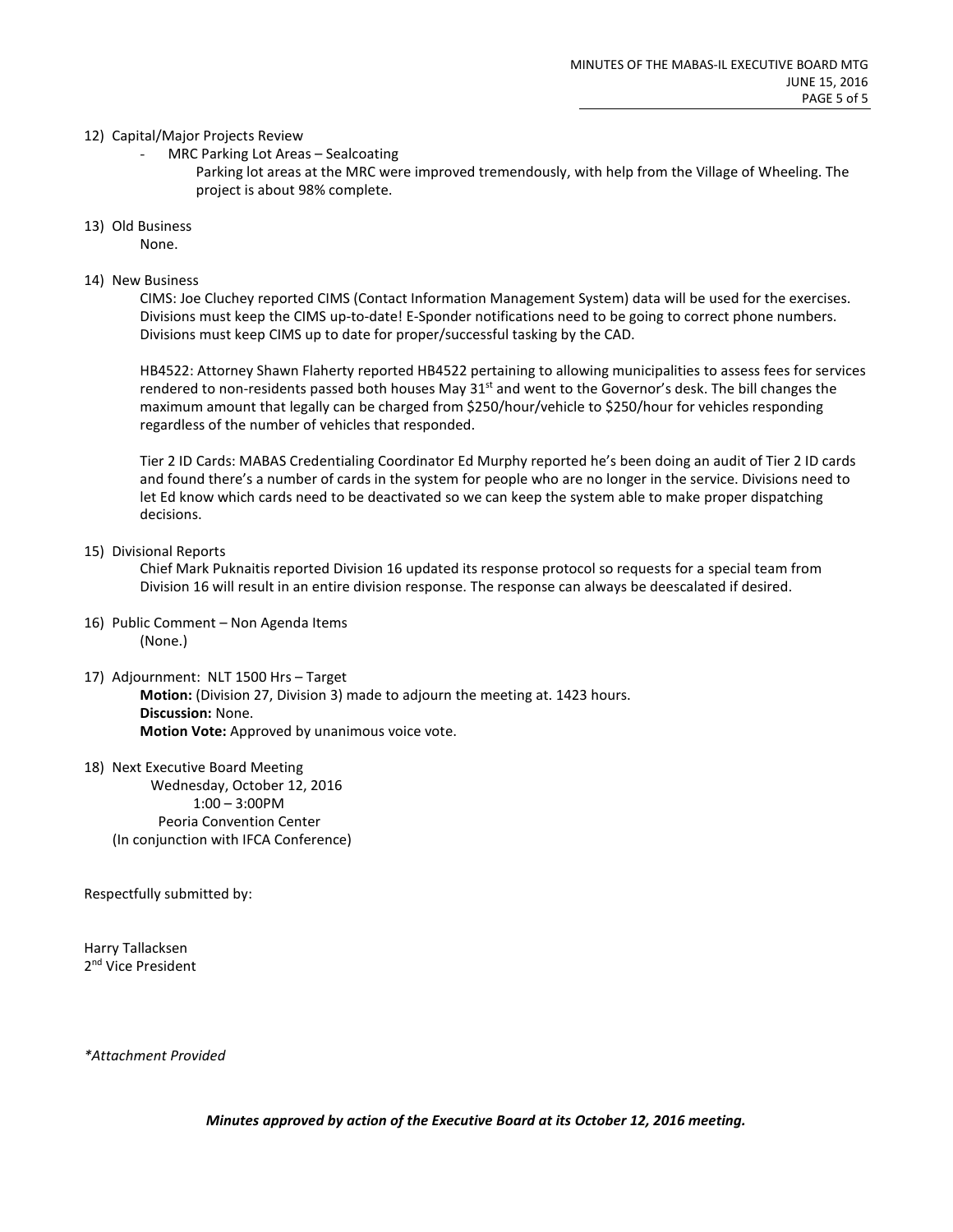12) Capital/Major Projects Review
    - MRC Parking Lot Areas – Sealcoating
      Parking lot areas at the MRC were improved tremendously, with help from the Village of Wheeling. The project is about 98% complete.

13) Old Business
    None.

14) New Business
    CIMS: Joe Cluchey reported CIMS (Contact Information Management System) data will be used for the exercises. Divisions must keep the CIMS up-to-date! E-Sponder notifications need to be going to correct phone numbers. Divisions must keep CIMS up to date for proper/successful tasking by the CAD.

    HB4522: Attorney Shawn Flaherty reported HB4522 pertaining to allowing municipalities to assess fees for services rendered to non-residents passed both houses May 31st and went to the Governor's desk. The bill changes the maximum amount that legally can be charged from $250/hour/vehicle to $250/hour for vehicles responding regardless of the number of vehicles that responded.

    Tier 2 ID Cards: MABAS Credentialing Coordinator Ed Murphy reported he's been doing an audit of Tier 2 ID cards and found there's a number of cards in the system for people who are no longer in the service. Divisions need to let Ed know which cards need to be deactivated so we can keep the system able to make proper dispatching decisions.

15) Divisional Reports
    Chief Mark Puknaitis reported Division 16 updated its response protocol so requests for a special team from Division 16 will result in an entire division response. The response can always be deescalated if desired.

16) Public Comment – Non Agenda Items
    (None.)

17) Adjournment: NLT 1500 Hrs – Target
    **Motion:** (Division 27, Division 3) made to adjourn the meeting at. 1423 hours.
    **Discussion:** None.
    **Motion Vote:** Approved by unanimous voice vote.

18) Next Executive Board Meeting
    Wednesday, October 12, 2016
    1:00 – 3:00PM
    Peoria Convention Center
    (In conjunction with IFCA Conference)

Respectfully submitted by:

Harry Tallacksen
2nd Vice President

*\*Attachment Provided*

***Minutes approved by action of the Executive Board at its October 12, 2016 meeting.***